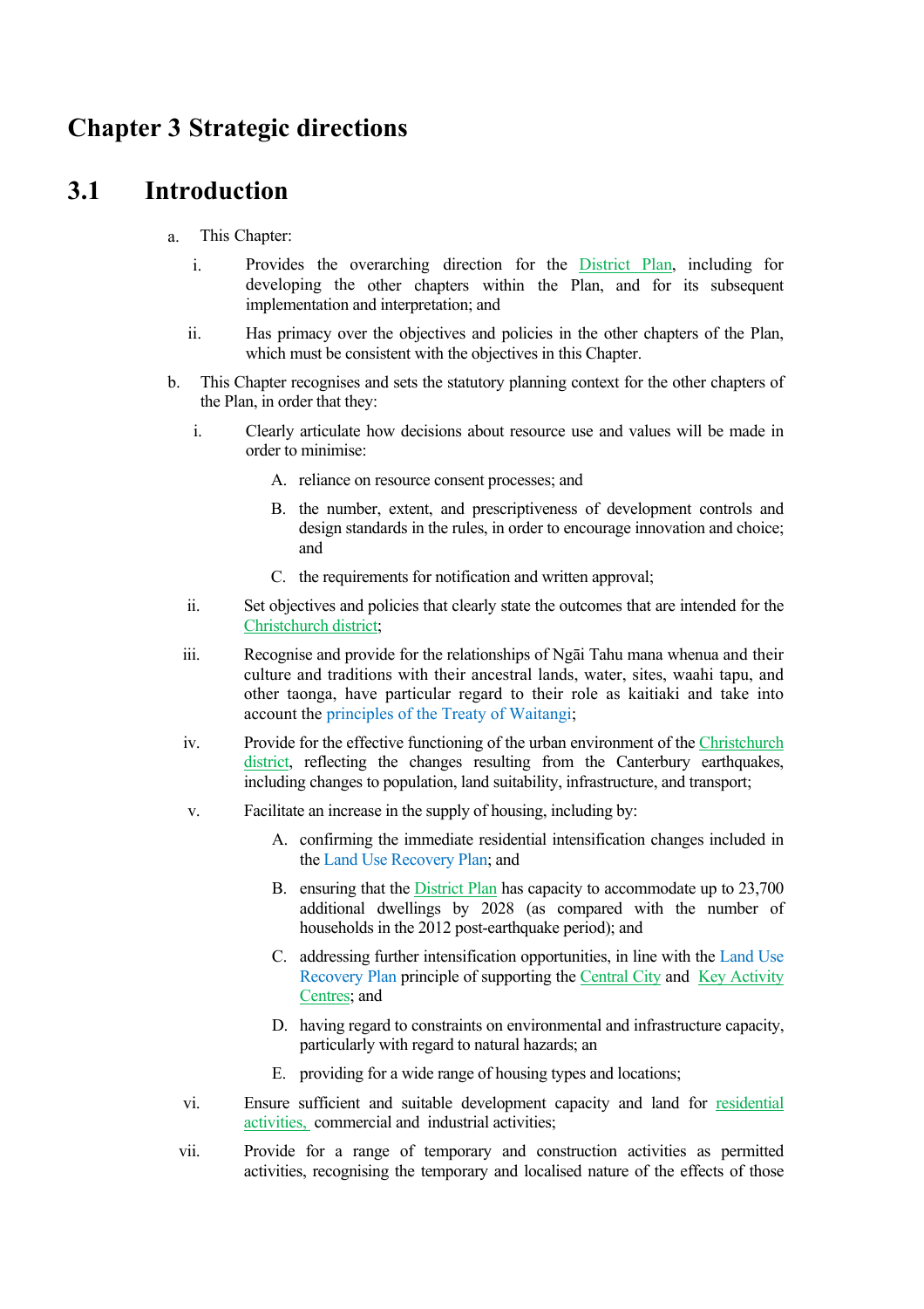# Chapter 3 Strategic directions

## 3.1 Introduction

a. This Chapter:

   i. Provides the overarching direction for the District Plan, including for developing the other chapters within the Plan, and for its subsequent implementation and interpretation; and

   ii. Has primacy over the objectives and policies in the other chapters of the Plan, which must be consistent with the objectives in this Chapter.

b. This Chapter recognises and sets the statutory planning context for the other chapters of the Plan, in order that they:

   i. Clearly articulate how decisions about resource use and values will be made in order to minimise:

      A. reliance on resource consent processes; and

      B. the number, extent, and prescriptiveness of development controls and design standards in the rules, in order to encourage innovation and choice; and

      C. the requirements for notification and written approval;

   ii. Set objectives and policies that clearly state the outcomes that are intended for the Christchurch district;

   iii. Recognise and provide for the relationships of Ngāi Tahu mana whenua and their culture and traditions with their ancestral lands, water, sites, waahi tapu, and other taonga, have particular regard to their role as kaitiaki and take into account the principles of the Treaty of Waitangi;

   iv. Provide for the effective functioning of the urban environment of the Christchurch district, reflecting the changes resulting from the Canterbury earthquakes, including changes to population, land suitability, infrastructure, and transport;

   v. Facilitate an increase in the supply of housing, including by:

      A. confirming the immediate residential intensification changes included in the Land Use Recovery Plan; and

      B. ensuring that the District Plan has capacity to accommodate up to 23,700 additional dwellings by 2028 (as compared with the number of households in the 2012 post-earthquake period); and

      C. addressing further intensification opportunities, in line with the Land Use Recovery Plan principle of supporting the Central City and Key Activity Centres; and

      D. having regard to constraints on environmental and infrastructure capacity, particularly with regard to natural hazards; an

      E. providing for a wide range of housing types and locations;

   vi. Ensure sufficient and suitable development capacity and land for residential activities, commercial and industrial activities;

   vii. Provide for a range of temporary and construction activities as permitted activities, recognising the temporary and localised nature of the effects of those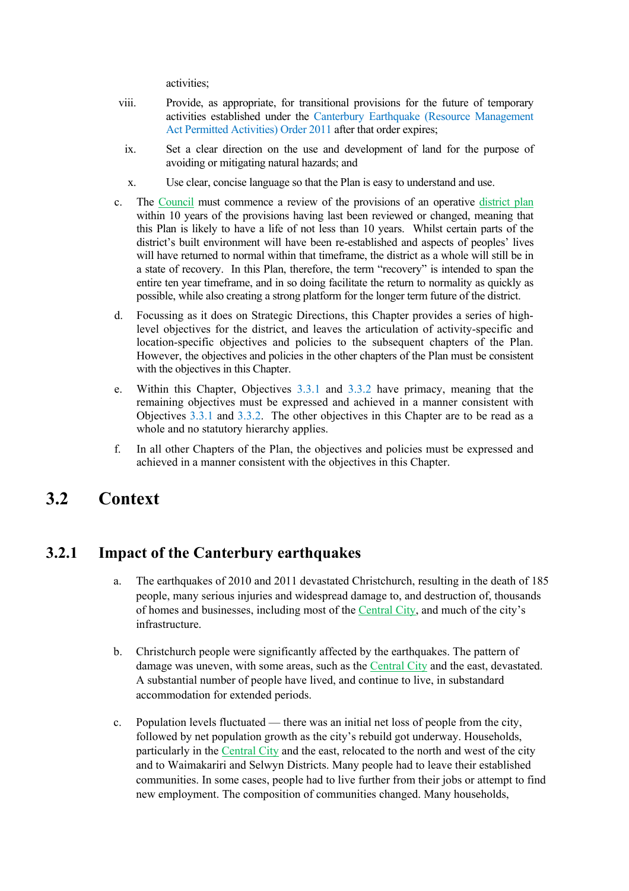activities;

viii. Provide, as appropriate, for transitional provisions for the future of temporary activities established under the Canterbury Earthquake (Resource Management Act Permitted Activities) Order 2011 after that order expires;

ix. Set a clear direction on the use and development of land for the purpose of avoiding or mitigating natural hazards; and

x. Use clear, concise language so that the Plan is easy to understand and use.

c. The Council must commence a review of the provisions of an operative district plan within 10 years of the provisions having last been reviewed or changed, meaning that this Plan is likely to have a life of not less than 10 years. Whilst certain parts of the district's built environment will have been re-established and aspects of peoples' lives will have returned to normal within that timeframe, the district as a whole will still be in a state of recovery. In this Plan, therefore, the term "recovery" is intended to span the entire ten year timeframe, and in so doing facilitate the return to normality as quickly as possible, while also creating a strong platform for the longer term future of the district.

d. Focussing as it does on Strategic Directions, this Chapter provides a series of high-level objectives for the district, and leaves the articulation of activity-specific and location-specific objectives and policies to the subsequent chapters of the Plan. However, the objectives and policies in the other chapters of the Plan must be consistent with the objectives in this Chapter.

e. Within this Chapter, Objectives 3.3.1 and 3.3.2 have primacy, meaning that the remaining objectives must be expressed and achieved in a manner consistent with Objectives 3.3.1 and 3.3.2. The other objectives in this Chapter are to be read as a whole and no statutory hierarchy applies.

f. In all other Chapters of the Plan, the objectives and policies must be expressed and achieved in a manner consistent with the objectives in this Chapter.

## 3.2 Context

### 3.2.1 Impact of the Canterbury earthquakes

a. The earthquakes of 2010 and 2011 devastated Christchurch, resulting in the death of 185 people, many serious injuries and widespread damage to, and destruction of, thousands of homes and businesses, including most of the Central City, and much of the city's infrastructure.

b. Christchurch people were significantly affected by the earthquakes. The pattern of damage was uneven, with some areas, such as the Central City and the east, devastated. A substantial number of people have lived, and continue to live, in substandard accommodation for extended periods.

c. Population levels fluctuated — there was an initial net loss of people from the city, followed by net population growth as the city's rebuild got underway. Households, particularly in the Central City and the east, relocated to the north and west of the city and to Waimakariri and Selwyn Districts. Many people had to leave their established communities. In some cases, people had to live further from their jobs or attempt to find new employment. The composition of communities changed. Many households,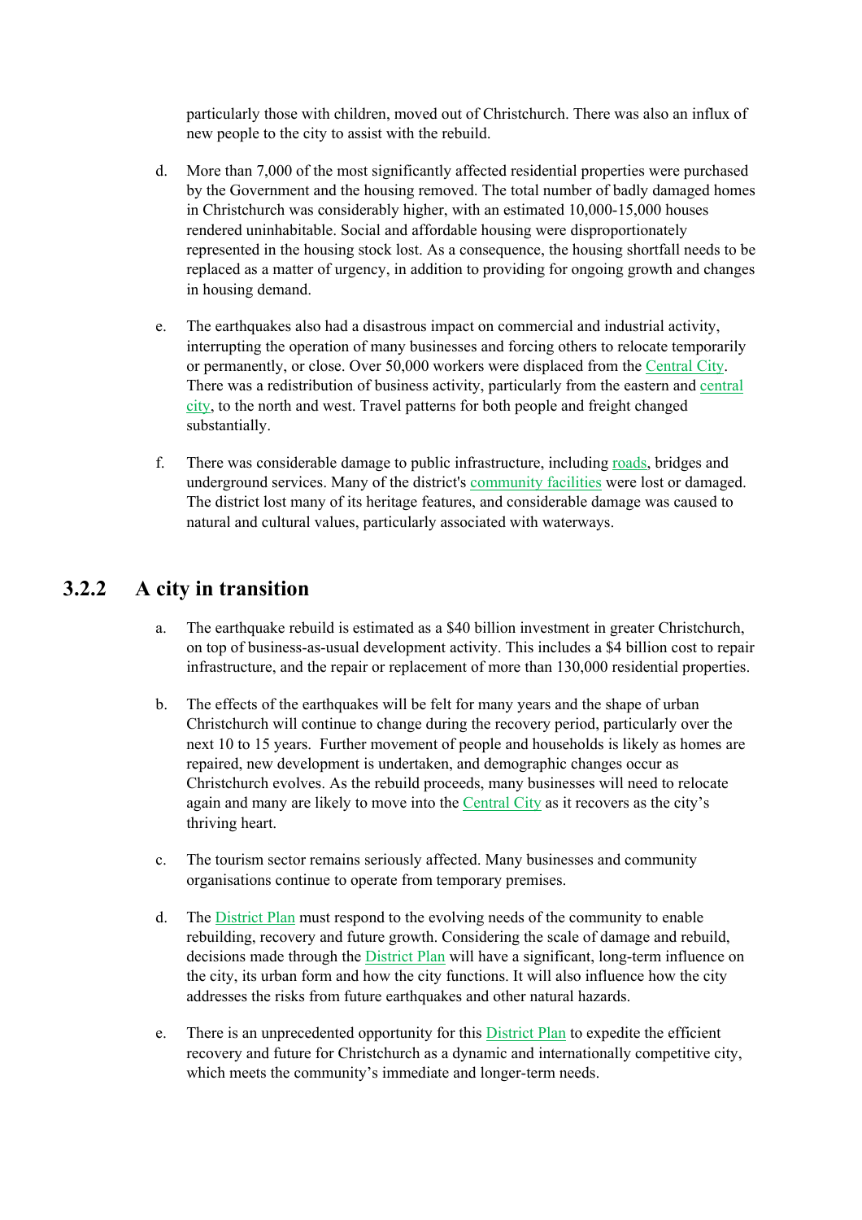particularly those with children, moved out of Christchurch. There was also an influx of new people to the city to assist with the rebuild.

d. More than 7,000 of the most significantly affected residential properties were purchased by the Government and the housing removed. The total number of badly damaged homes in Christchurch was considerably higher, with an estimated 10,000-15,000 houses rendered uninhabitable. Social and affordable housing were disproportionately represented in the housing stock lost. As a consequence, the housing shortfall needs to be replaced as a matter of urgency, in addition to providing for ongoing growth and changes in housing demand.

e. The earthquakes also had a disastrous impact on commercial and industrial activity, interrupting the operation of many businesses and forcing others to relocate temporarily or permanently, or close. Over 50,000 workers were displaced from the Central City. There was a redistribution of business activity, particularly from the eastern and central city, to the north and west. Travel patterns for both people and freight changed substantially.

f. There was considerable damage to public infrastructure, including roads, bridges and underground services. Many of the district's community facilities were lost or damaged. The district lost many of its heritage features, and considerable damage was caused to natural and cultural values, particularly associated with waterways.

## 3.2.2 A city in transition

a. The earthquake rebuild is estimated as a $40 billion investment in greater Christchurch, on top of business-as-usual development activity. This includes a $4 billion cost to repair infrastructure, and the repair or replacement of more than 130,000 residential properties.

b. The effects of the earthquakes will be felt for many years and the shape of urban Christchurch will continue to change during the recovery period, particularly over the next 10 to 15 years. Further movement of people and households is likely as homes are repaired, new development is undertaken, and demographic changes occur as Christchurch evolves. As the rebuild proceeds, many businesses will need to relocate again and many are likely to move into the Central City as it recovers as the city's thriving heart.

c. The tourism sector remains seriously affected. Many businesses and community organisations continue to operate from temporary premises.

d. The District Plan must respond to the evolving needs of the community to enable rebuilding, recovery and future growth. Considering the scale of damage and rebuild, decisions made through the District Plan will have a significant, long-term influence on the city, its urban form and how the city functions. It will also influence how the city addresses the risks from future earthquakes and other natural hazards.

e. There is an unprecedented opportunity for this District Plan to expedite the efficient recovery and future for Christchurch as a dynamic and internationally competitive city, which meets the community's immediate and longer-term needs.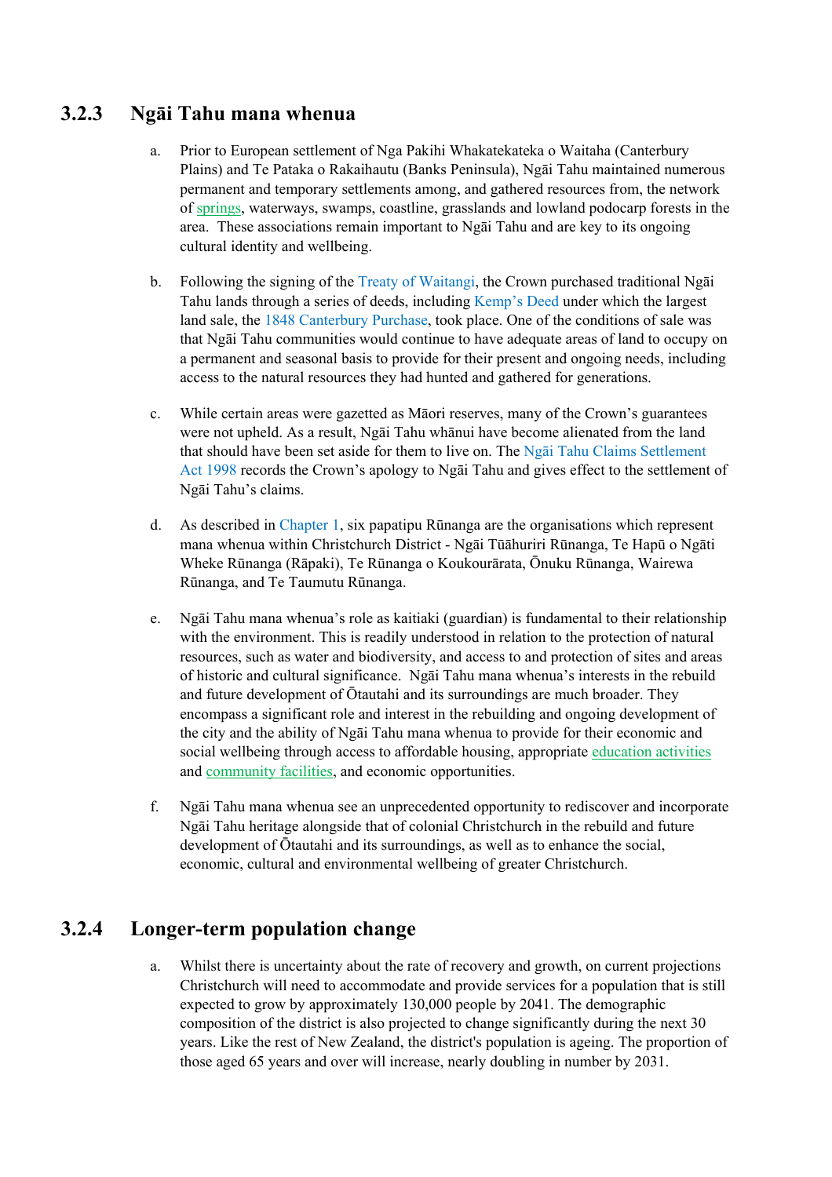### 3.2.3 Ngāi Tahu mana whenua

a. Prior to European settlement of Nga Pakihi Whakatekateka o Waitaha (Canterbury Plains) and Te Pataka o Rakaihautu (Banks Peninsula), Ngāi Tahu maintained numerous permanent and temporary settlements among, and gathered resources from, the network of springs, waterways, swamps, coastline, grasslands and lowland podocarp forests in the area. These associations remain important to Ngāi Tahu and are key to its ongoing cultural identity and wellbeing.

b. Following the signing of the Treaty of Waitangi, the Crown purchased traditional Ngāi Tahu lands through a series of deeds, including Kemp's Deed under which the largest land sale, the 1848 Canterbury Purchase, took place. One of the conditions of sale was that Ngāi Tahu communities would continue to have adequate areas of land to occupy on a permanent and seasonal basis to provide for their present and ongoing needs, including access to the natural resources they had hunted and gathered for generations.

c. While certain areas were gazetted as Māori reserves, many of the Crown's guarantees were not upheld. As a result, Ngāi Tahu whānui have become alienated from the land that should have been set aside for them to live on. The Ngāi Tahu Claims Settlement Act 1998 records the Crown's apology to Ngāi Tahu and gives effect to the settlement of Ngāi Tahu's claims.

d. As described in Chapter 1, six papatipu Rūnanga are the organisations which represent mana whenua within Christchurch District - Ngāi Tūāhuriri Rūnanga, Te Hapū o Ngāti Wheke Rūnanga (Rāpaki), Te Rūnanga o Koukourārata, Ōnuku Rūnanga, Wairewa Rūnanga, and Te Taumutu Rūnanga.

e. Ngāi Tahu mana whenua's role as kaitiaki (guardian) is fundamental to their relationship with the environment. This is readily understood in relation to the protection of natural resources, such as water and biodiversity, and access to and protection of sites and areas of historic and cultural significance. Ngāi Tahu mana whenua's interests in the rebuild and future development of Ōtautahi and its surroundings are much broader. They encompass a significant role and interest in the rebuilding and ongoing development of the city and the ability of Ngāi Tahu mana whenua to provide for their economic and social wellbeing through access to affordable housing, appropriate education activities and community facilities, and economic opportunities.

f. Ngāi Tahu mana whenua see an unprecedented opportunity to rediscover and incorporate Ngāi Tahu heritage alongside that of colonial Christchurch in the rebuild and future development of Ōtautahi and its surroundings, as well as to enhance the social, economic, cultural and environmental wellbeing of greater Christchurch.

### 3.2.4 Longer-term population change

a. Whilst there is uncertainty about the rate of recovery and growth, on current projections Christchurch will need to accommodate and provide services for a population that is still expected to grow by approximately 130,000 people by 2041. The demographic composition of the district is also projected to change significantly during the next 30 years. Like the rest of New Zealand, the district's population is ageing. The proportion of those aged 65 years and over will increase, nearly doubling in number by 2031.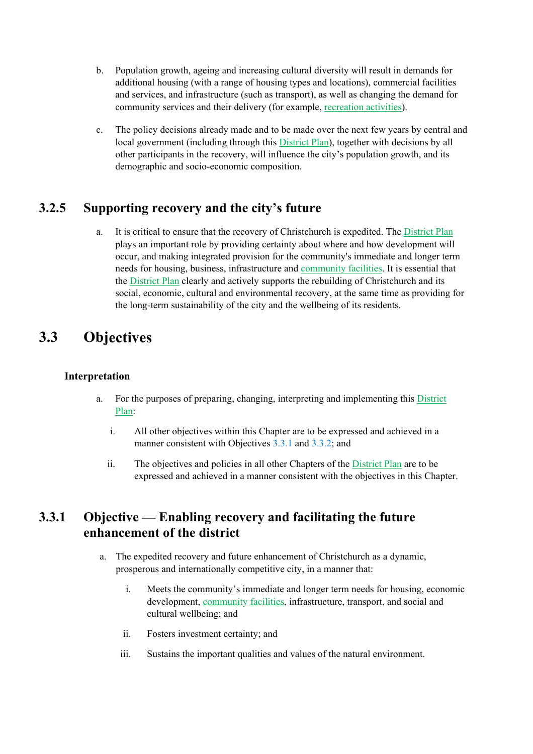b. Population growth, ageing and increasing cultural diversity will result in demands for additional housing (with a range of housing types and locations), commercial facilities and services, and infrastructure (such as transport), as well as changing the demand for community services and their delivery (for example, recreation activities).

c. The policy decisions already made and to be made over the next few years by central and local government (including through this District Plan), together with decisions by all other participants in the recovery, will influence the city's population growth, and its demographic and socio-economic composition.

## 3.2.5 Supporting recovery and the city's future

a. It is critical to ensure that the recovery of Christchurch is expedited. The District Plan plays an important role by providing certainty about where and how development will occur, and making integrated provision for the community's immediate and longer term needs for housing, business, infrastructure and community facilities. It is essential that the District Plan clearly and actively supports the rebuilding of Christchurch and its social, economic, cultural and environmental recovery, at the same time as providing for the long-term sustainability of the city and the wellbeing of its residents.

# 3.3 Objectives

### Interpretation

a. For the purposes of preparing, changing, interpreting and implementing this District Plan:

   i. All other objectives within this Chapter are to be expressed and achieved in a manner consistent with Objectives 3.3.1 and 3.3.2; and

   ii. The objectives and policies in all other Chapters of the District Plan are to be expressed and achieved in a manner consistent with the objectives in this Chapter.

## 3.3.1 Objective — Enabling recovery and facilitating the future enhancement of the district

a. The expedited recovery and future enhancement of Christchurch as a dynamic, prosperous and internationally competitive city, in a manner that:

   i. Meets the community's immediate and longer term needs for housing, economic development, community facilities, infrastructure, transport, and social and cultural wellbeing; and

   ii. Fosters investment certainty; and

   iii. Sustains the important qualities and values of the natural environment.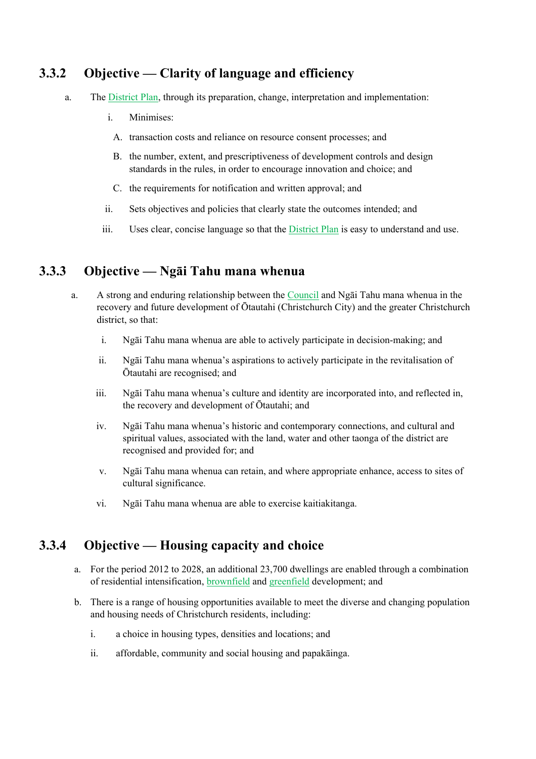### 3.3.2 Objective — Clarity of language and efficiency

a. The District Plan, through its preparation, change, interpretation and implementation:

   i. Minimises:

      A. transaction costs and reliance on resource consent processes; and

      B. the number, extent, and prescriptiveness of development controls and design standards in the rules, in order to encourage innovation and choice; and

      C. the requirements for notification and written approval; and

   ii. Sets objectives and policies that clearly state the outcomes intended; and

   iii. Uses clear, concise language so that the District Plan is easy to understand and use.

### 3.3.3 Objective — Ngāi Tahu mana whenua

a. A strong and enduring relationship between the Council and Ngāi Tahu mana whenua in the recovery and future development of Ōtautahi (Christchurch City) and the greater Christchurch district, so that:

   i. Ngāi Tahu mana whenua are able to actively participate in decision-making; and

   ii. Ngāi Tahu mana whenua's aspirations to actively participate in the revitalisation of Ōtautahi are recognised; and

   iii. Ngāi Tahu mana whenua's culture and identity are incorporated into, and reflected in, the recovery and development of Ōtautahi; and

   iv. Ngāi Tahu mana whenua's historic and contemporary connections, and cultural and spiritual values, associated with the land, water and other taonga of the district are recognised and provided for; and

   v. Ngāi Tahu mana whenua can retain, and where appropriate enhance, access to sites of cultural significance.

   vi. Ngāi Tahu mana whenua are able to exercise kaitiakitanga.

### 3.3.4 Objective — Housing capacity and choice

a. For the period 2012 to 2028, an additional 23,700 dwellings are enabled through a combination of residential intensification, brownfield and greenfield development; and

b. There is a range of housing opportunities available to meet the diverse and changing population and housing needs of Christchurch residents, including:

   i. a choice in housing types, densities and locations; and

   ii. affordable, community and social housing and papakāinga.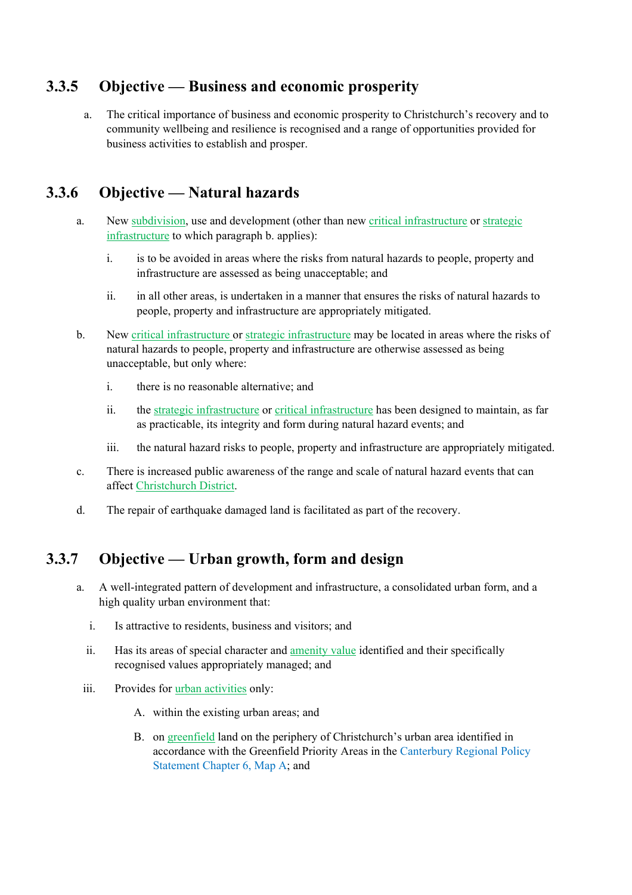### 3.3.5 Objective — Business and economic prosperity

a. The critical importance of business and economic prosperity to Christchurch's recovery and to community wellbeing and resilience is recognised and a range of opportunities provided for business activities to establish and prosper.

### 3.3.6 Objective — Natural hazards

a. New subdivision, use and development (other than new critical infrastructure or strategic infrastructure to which paragraph b. applies):

   i. is to be avoided in areas where the risks from natural hazards to people, property and infrastructure are assessed as being unacceptable; and

   ii. in all other areas, is undertaken in a manner that ensures the risks of natural hazards to people, property and infrastructure are appropriately mitigated.

b. New critical infrastructure or strategic infrastructure may be located in areas where the risks of natural hazards to people, property and infrastructure are otherwise assessed as being unacceptable, but only where:

   i. there is no reasonable alternative; and

   ii. the strategic infrastructure or critical infrastructure has been designed to maintain, as far as practicable, its integrity and form during natural hazard events; and

   iii. the natural hazard risks to people, property and infrastructure are appropriately mitigated.

c. There is increased public awareness of the range and scale of natural hazard events that can affect Christchurch District.

d. The repair of earthquake damaged land is facilitated as part of the recovery.

### 3.3.7 Objective — Urban growth, form and design

a. A well-integrated pattern of development and infrastructure, a consolidated urban form, and a high quality urban environment that:

   i. Is attractive to residents, business and visitors; and

   ii. Has its areas of special character and amenity value identified and their specifically recognised values appropriately managed; and

   iii. Provides for urban activities only:

      A. within the existing urban areas; and

      B. on greenfield land on the periphery of Christchurch's urban area identified in accordance with the Greenfield Priority Areas in the Canterbury Regional Policy Statement Chapter 6, Map A; and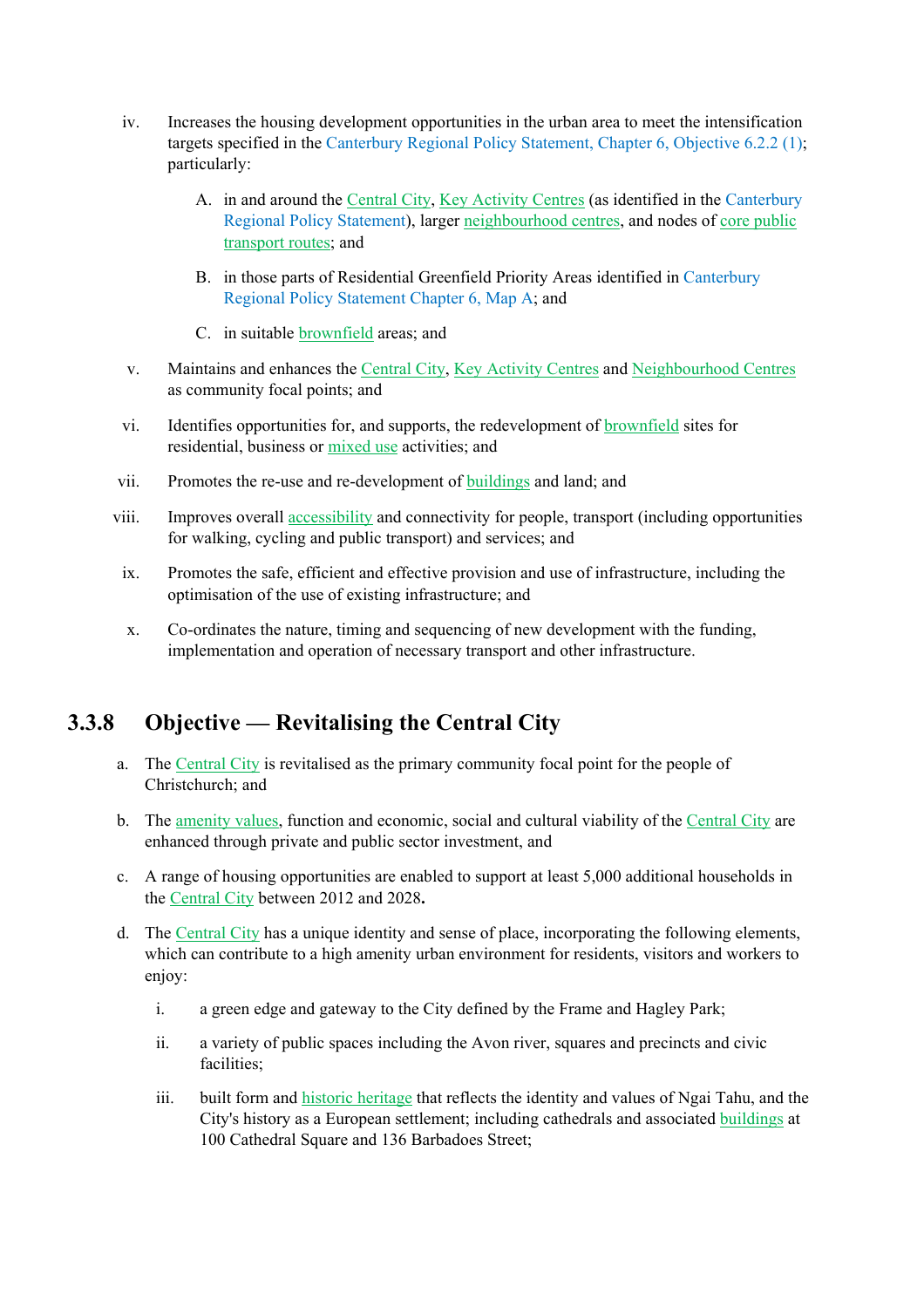iv. Increases the housing development opportunities in the urban area to meet the intensification targets specified in the Canterbury Regional Policy Statement, Chapter 6, Objective 6.2.2 (1); particularly:

   A. in and around the Central City, Key Activity Centres (as identified in the Canterbury Regional Policy Statement), larger neighbourhood centres, and nodes of core public transport routes; and

   B. in those parts of Residential Greenfield Priority Areas identified in Canterbury Regional Policy Statement Chapter 6, Map A; and

   C. in suitable brownfield areas; and

v. Maintains and enhances the Central City, Key Activity Centres and Neighbourhood Centres as community focal points; and

vi. Identifies opportunities for, and supports, the redevelopment of brownfield sites for residential, business or mixed use activities; and

vii. Promotes the re-use and re-development of buildings and land; and

viii. Improves overall accessibility and connectivity for people, transport (including opportunities for walking, cycling and public transport) and services; and

ix. Promotes the safe, efficient and effective provision and use of infrastructure, including the optimisation of the use of existing infrastructure; and

x. Co-ordinates the nature, timing and sequencing of new development with the funding, implementation and operation of necessary transport and other infrastructure.

## 3.3.8 Objective — Revitalising the Central City

a. The Central City is revitalised as the primary community focal point for the people of Christchurch; and

b. The amenity values, function and economic, social and cultural viability of the Central City are enhanced through private and public sector investment, and

c. A range of housing opportunities are enabled to support at least 5,000 additional households in the Central City between 2012 and 2028**.**

d. The Central City has a unique identity and sense of place, incorporating the following elements, which can contribute to a high amenity urban environment for residents, visitors and workers to enjoy:

   i. a green edge and gateway to the City defined by the Frame and Hagley Park;

   ii. a variety of public spaces including the Avon river, squares and precincts and civic facilities;

   iii. built form and historic heritage that reflects the identity and values of Ngai Tahu, and the City's history as a European settlement; including cathedrals and associated buildings at 100 Cathedral Square and 136 Barbadoes Street;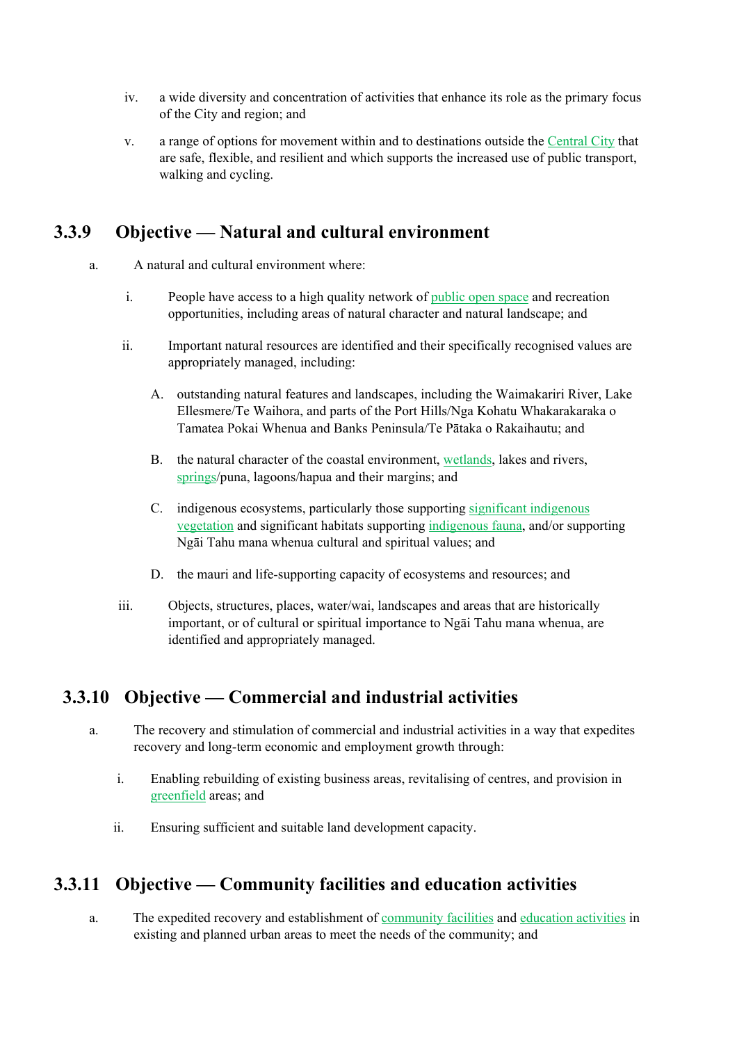iv. a wide diversity and concentration of activities that enhance its role as the primary focus of the City and region; and

v. a range of options for movement within and to destinations outside the Central City that are safe, flexible, and resilient and which supports the increased use of public transport, walking and cycling.

## 3.3.9 Objective — Natural and cultural environment

a. A natural and cultural environment where:

i. People have access to a high quality network of public open space and recreation opportunities, including areas of natural character and natural landscape; and

ii. Important natural resources are identified and their specifically recognised values are appropriately managed, including:

A. outstanding natural features and landscapes, including the Waimakariri River, Lake Ellesmere/Te Waihora, and parts of the Port Hills/Nga Kohatu Whakarakaraka o Tamatea Pokai Whenua and Banks Peninsula/Te Pātaka o Rakaihautu; and

B. the natural character of the coastal environment, wetlands, lakes and rivers, springs/puna, lagoons/hapua and their margins; and

C. indigenous ecosystems, particularly those supporting significant indigenous vegetation and significant habitats supporting indigenous fauna, and/or supporting Ngāi Tahu mana whenua cultural and spiritual values; and

D. the mauri and life-supporting capacity of ecosystems and resources; and

iii. Objects, structures, places, water/wai, landscapes and areas that are historically important, or of cultural or spiritual importance to Ngāi Tahu mana whenua, are identified and appropriately managed.

## 3.3.10 Objective — Commercial and industrial activities

a. The recovery and stimulation of commercial and industrial activities in a way that expedites recovery and long-term economic and employment growth through:

i. Enabling rebuilding of existing business areas, revitalising of centres, and provision in greenfield areas; and

ii. Ensuring sufficient and suitable land development capacity.

## 3.3.11 Objective — Community facilities and education activities

a. The expedited recovery and establishment of community facilities and education activities in existing and planned urban areas to meet the needs of the community; and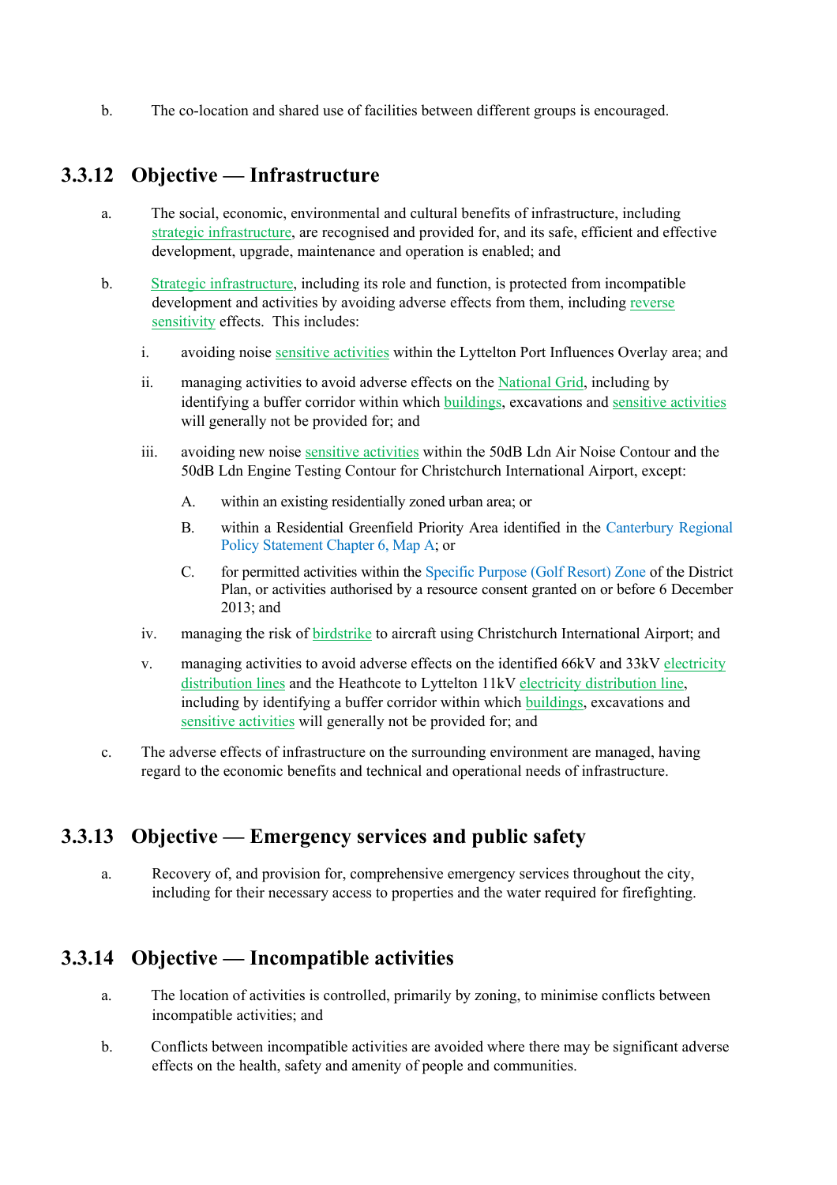b. The co-location and shared use of facilities between different groups is encouraged.

### 3.3.12 Objective — Infrastructure

a. The social, economic, environmental and cultural benefits of infrastructure, including strategic infrastructure, are recognised and provided for, and its safe, efficient and effective development, upgrade, maintenance and operation is enabled; and

b. Strategic infrastructure, including its role and function, is protected from incompatible development and activities by avoiding adverse effects from them, including reverse sensitivity effects. This includes:

   i. avoiding noise sensitive activities within the Lyttelton Port Influences Overlay area; and

   ii. managing activities to avoid adverse effects on the National Grid, including by identifying a buffer corridor within which buildings, excavations and sensitive activities will generally not be provided for; and

   iii. avoiding new noise sensitive activities within the 50dB Ldn Air Noise Contour and the 50dB Ldn Engine Testing Contour for Christchurch International Airport, except:

      A. within an existing residentially zoned urban area; or

      B. within a Residential Greenfield Priority Area identified in the Canterbury Regional Policy Statement Chapter 6, Map A; or

      C. for permitted activities within the Specific Purpose (Golf Resort) Zone of the District Plan, or activities authorised by a resource consent granted on or before 6 December 2013; and

   iv. managing the risk of birdstrike to aircraft using Christchurch International Airport; and

   v. managing activities to avoid adverse effects on the identified 66kV and 33kV electricity distribution lines and the Heathcote to Lyttelton 11kV electricity distribution line, including by identifying a buffer corridor within which buildings, excavations and sensitive activities will generally not be provided for; and

c. The adverse effects of infrastructure on the surrounding environment are managed, having regard to the economic benefits and technical and operational needs of infrastructure.

### 3.3.13 Objective — Emergency services and public safety

a. Recovery of, and provision for, comprehensive emergency services throughout the city, including for their necessary access to properties and the water required for firefighting.

### 3.3.14 Objective — Incompatible activities

a. The location of activities is controlled, primarily by zoning, to minimise conflicts between incompatible activities; and

b. Conflicts between incompatible activities are avoided where there may be significant adverse effects on the health, safety and amenity of people and communities.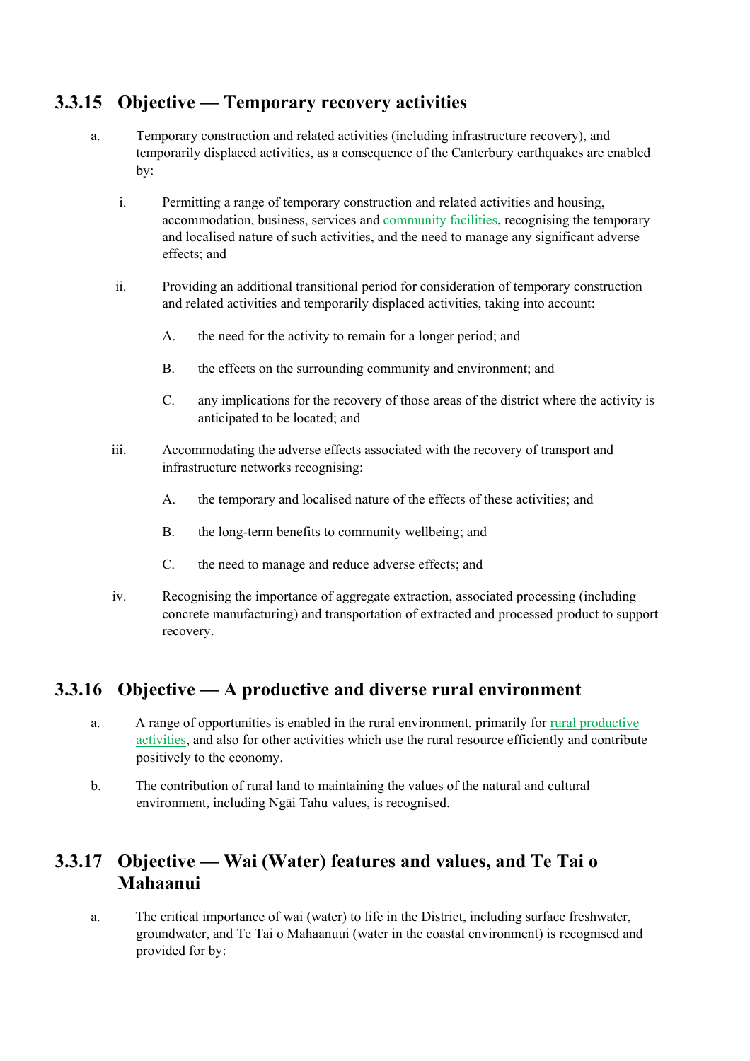### 3.3.15 Objective — Temporary recovery activities

a. Temporary construction and related activities (including infrastructure recovery), and temporarily displaced activities, as a consequence of the Canterbury earthquakes are enabled by:

   i. Permitting a range of temporary construction and related activities and housing, accommodation, business, services and community facilities, recognising the temporary and localised nature of such activities, and the need to manage any significant adverse effects; and

   ii. Providing an additional transitional period for consideration of temporary construction and related activities and temporarily displaced activities, taking into account:

      A. the need for the activity to remain for a longer period; and

      B. the effects on the surrounding community and environment; and

      C. any implications for the recovery of those areas of the district where the activity is anticipated to be located; and

   iii. Accommodating the adverse effects associated with the recovery of transport and infrastructure networks recognising:

      A. the temporary and localised nature of the effects of these activities; and

      B. the long-term benefits to community wellbeing; and

      C. the need to manage and reduce adverse effects; and

   iv. Recognising the importance of aggregate extraction, associated processing (including concrete manufacturing) and transportation of extracted and processed product to support recovery.

### 3.3.16 Objective — A productive and diverse rural environment

a. A range of opportunities is enabled in the rural environment, primarily for rural productive activities, and also for other activities which use the rural resource efficiently and contribute positively to the economy.

b. The contribution of rural land to maintaining the values of the natural and cultural environment, including Ngāi Tahu values, is recognised.

### 3.3.17 Objective — Wai (Water) features and values, and Te Tai o Mahaanui

a. The critical importance of wai (water) to life in the District, including surface freshwater, groundwater, and Te Tai o Mahaanuui (water in the coastal environment) is recognised and provided for by: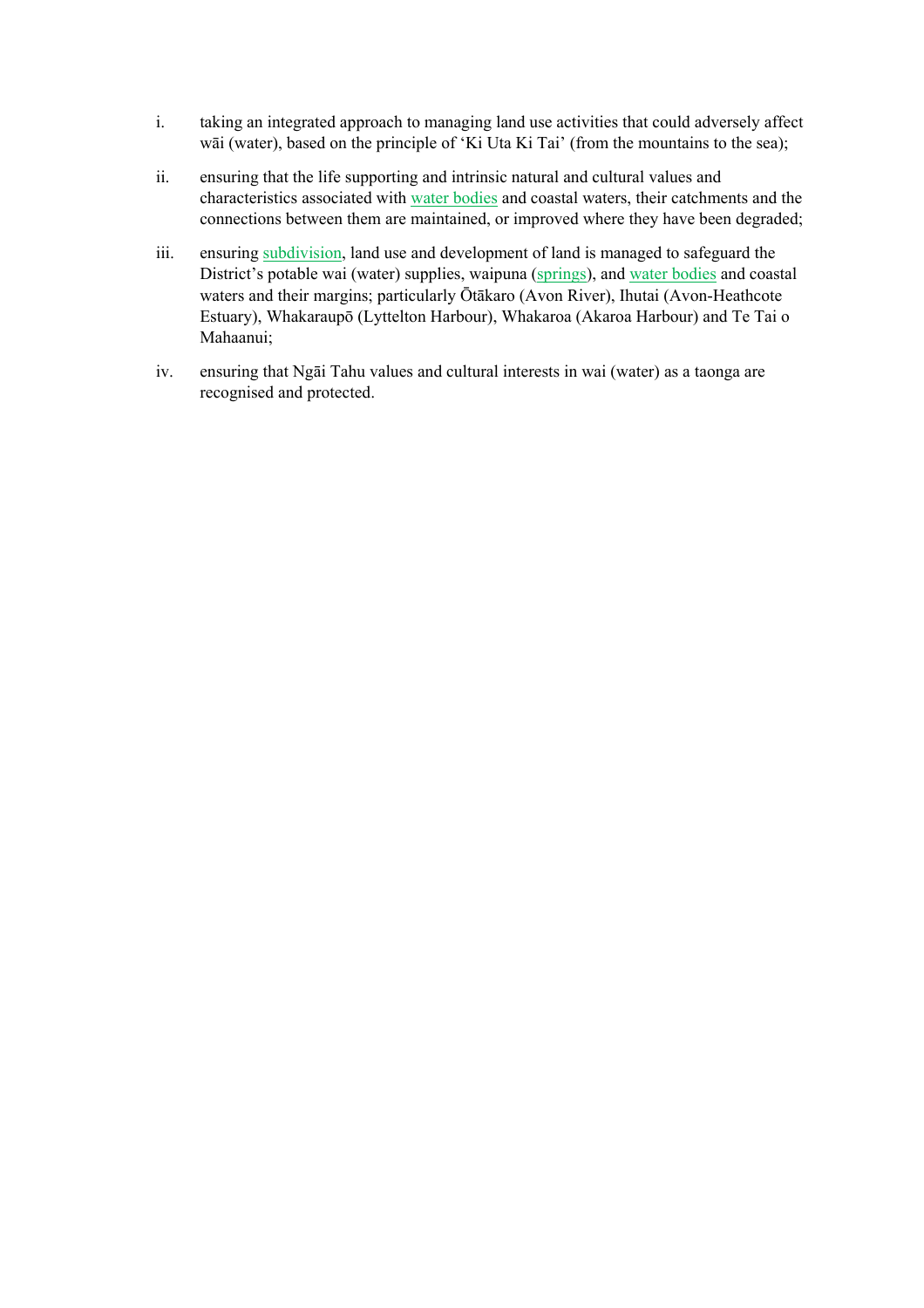i. taking an integrated approach to managing land use activities that could adversely affect wāi (water), based on the principle of 'Ki Uta Ki Tai' (from the mountains to the sea);

ii. ensuring that the life supporting and intrinsic natural and cultural values and characteristics associated with water bodies and coastal waters, their catchments and the connections between them are maintained, or improved where they have been degraded;

iii. ensuring subdivision, land use and development of land is managed to safeguard the District's potable wai (water) supplies, waipuna (springs), and water bodies and coastal waters and their margins; particularly Ōtākaro (Avon River), Ihutai (Avon-Heathcote Estuary), Whakaraupō (Lyttelton Harbour), Whakaroa (Akaroa Harbour) and Te Tai o Mahaanui;

iv. ensuring that Ngāi Tahu values and cultural interests in wai (water) as a taonga are recognised and protected.